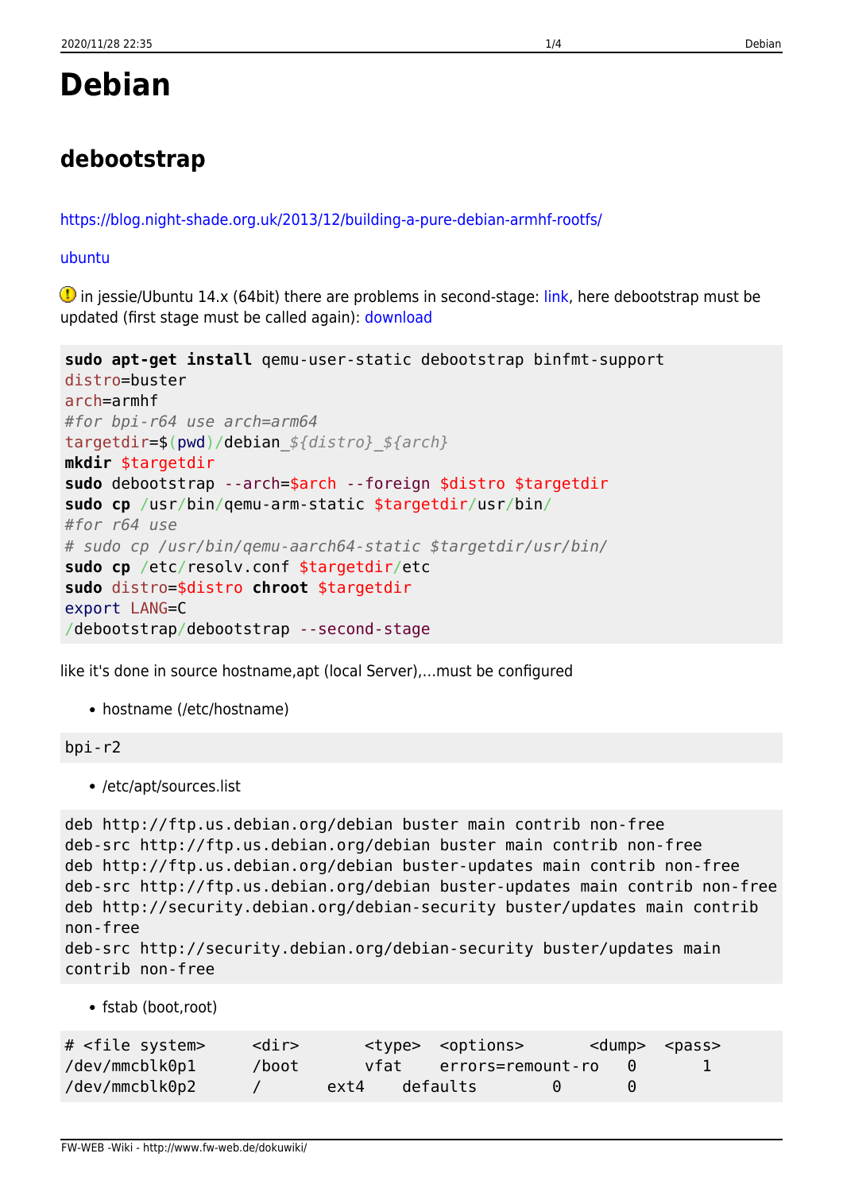# Debian

## debootstrap

https://blog.night-shade.org.uk/2013/12/building-a-pure-debian-armhf-rootfs/

ubuntu

⚠ in jessie/Ubuntu 14.x (64bit) there are problems in second-stage: link, here debootstrap must be updated (first stage must be called again): download

```
sudo apt-get install qemu-user-static debootstrap binfmt-support
distro=buster
arch=armhf
#for bpi-r64 use arch=arm64
targetdir=$(pwd)/debian_${distro}_${arch}
mkdir $targetdir
sudo debootstrap --arch=$arch --foreign $distro $targetdir
sudo cp /usr/bin/qemu-arm-static $targetdir/usr/bin/
#for r64 use
# sudo cp /usr/bin/qemu-aarch64-static $targetdir/usr/bin/
sudo cp /etc/resolv.conf $targetdir/etc
sudo distro=$distro chroot $targetdir
export LANG=C
/debootstrap/debootstrap --second-stage
```

like it's done in source hostname,apt (local Server),…must be configured

- hostname (/etc/hostname)

```
bpi-r2
```

- /etc/apt/sources.list

```
deb http://ftp.us.debian.org/debian buster main contrib non-free
deb-src http://ftp.us.debian.org/debian buster main contrib non-free
deb http://ftp.us.debian.org/debian buster-updates main contrib non-free
deb-src http://ftp.us.debian.org/debian buster-updates main contrib non-free
deb http://security.debian.org/debian-security buster/updates main contrib non-free
deb-src http://security.debian.org/debian-security buster/updates main contrib non-free
```

- fstab (boot,root)

```
# <file system>     <dir>       <type>  <options>       <dump>  <pass>
/dev/mmcblk0p1      /boot       vfat    errors=remount-ro   0       1
/dev/mmcblk0p2      /       ext4    defaults        0       0
```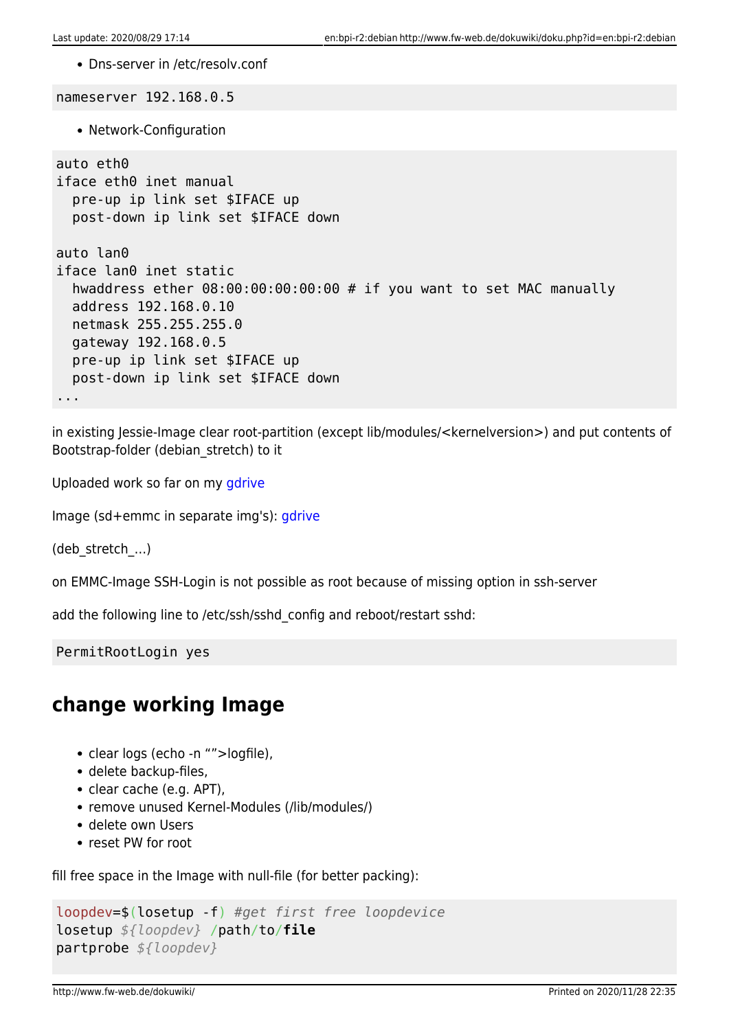- Dns-server in /etc/resolv.conf

```
nameserver 192.168.0.5
```

- Network-Configuration

```
auto eth0
iface eth0 inet manual
  pre-up ip link set $IFACE up
  post-down ip link set $IFACE down

auto lan0
iface lan0 inet static
  hwaddress ether 08:00:00:00:00:00 # if you want to set MAC manually
  address 192.168.0.10
  netmask 255.255.255.0
  gateway 192.168.0.5
  pre-up ip link set $IFACE up
  post-down ip link set $IFACE down
...
```

in existing Jessie-Image clear root-partition (except lib/modules/<kernelversion>) and put contents of Bootstrap-folder (debian_stretch) to it

Uploaded work so far on my gdrive

Image (sd+emmc in separate img's): gdrive

(deb_stretch_…)

on EMMC-Image SSH-Login is not possible as root because of missing option in ssh-server

add the following line to /etc/ssh/sshd_config and reboot/restart sshd:

```
PermitRootLogin yes
```

## change working Image

- clear logs (echo -n “”>logfile),
- delete backup-files,
- clear cache (e.g. APT),
- remove unused Kernel-Modules (/lib/modules/)
- delete own Users
- reset PW for root

fill free space in the Image with null-file (for better packing):

```
loopdev=$(losetup -f) #get first free loopdevice
losetup ${loopdev} /path/to/file
partprobe ${loopdev}
```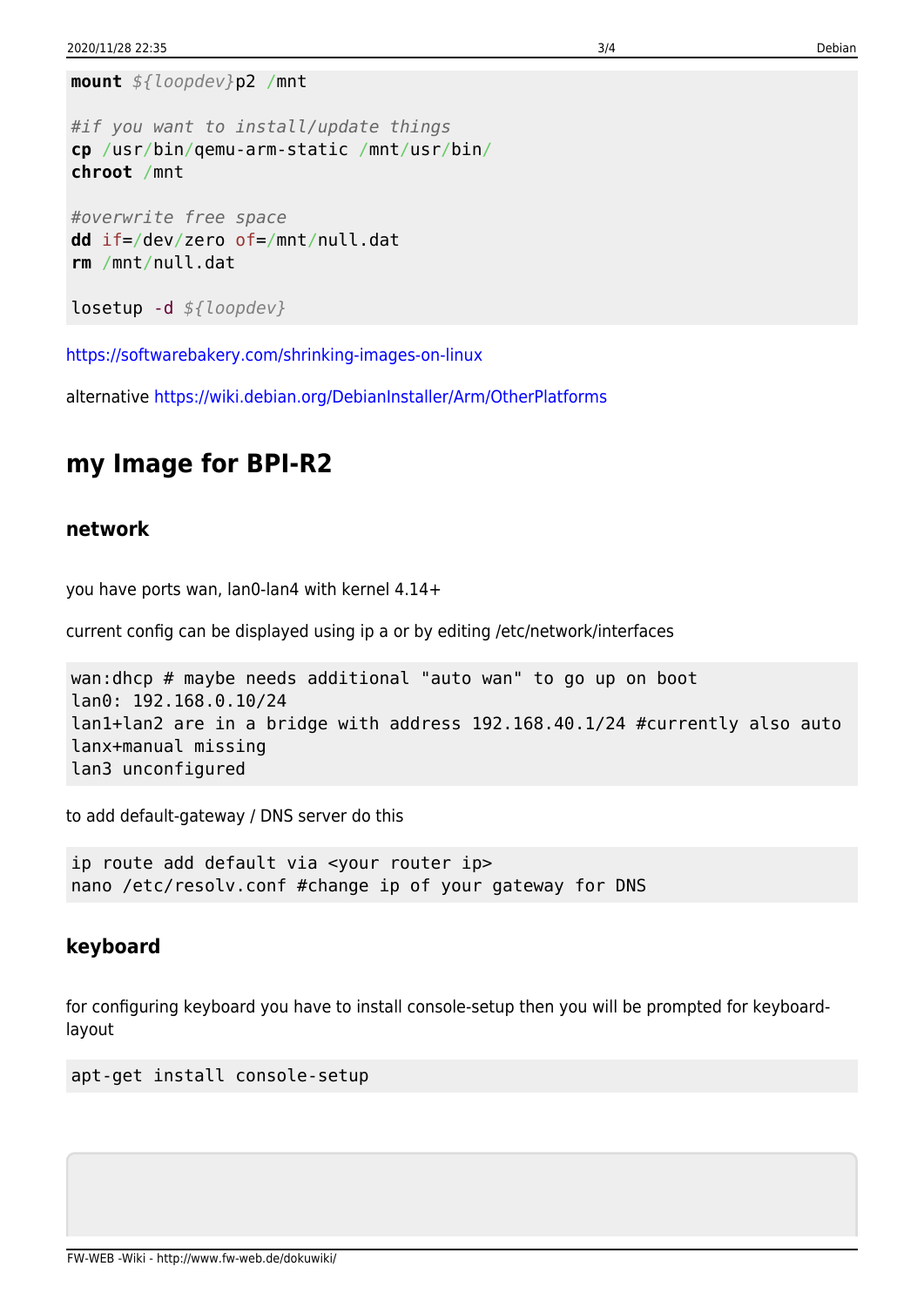```
mount ${loopdev}p2 /mnt

#if you want to install/update things
cp /usr/bin/qemu-arm-static /mnt/usr/bin/
chroot /mnt

#overwrite free space
dd if=/dev/zero of=/mnt/null.dat
rm /mnt/null.dat

losetup -d ${loopdev}
```

https://softwarebakery.com/shrinking-images-on-linux

alternative https://wiki.debian.org/DebianInstaller/Arm/OtherPlatforms

## my Image for BPI-R2

### network

you have ports wan, lan0-lan4 with kernel 4.14+

current config can be displayed using ip a or by editing /etc/network/interfaces

```
wan:dhcp # maybe needs additional "auto wan" to go up on boot
lan0: 192.168.0.10/24
lan1+lan2 are in a bridge with address 192.168.40.1/24 #currently also auto
lanx+manual missing
lan3 unconfigured
```

to add default-gateway / DNS server do this

```
ip route add default via <your router ip>
nano /etc/resolv.conf #change ip of your gateway for DNS
```

### keyboard

for configuring keyboard you have to install console-setup then you will be prompted for keyboard-layout

```
apt-get install console-setup
```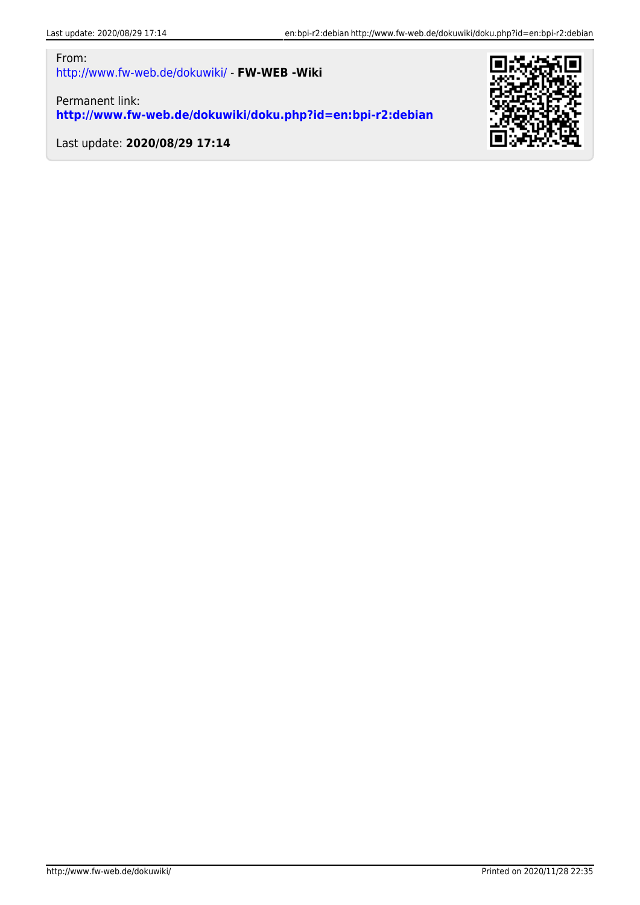From:
http://www.fw-web.de/dokuwiki/ - **FW-WEB -Wiki**

Permanent link:
**http://www.fw-web.de/dokuwiki/doku.php?id=en:bpi-r2:debian**

Last update: **2020/08/29 17:14**